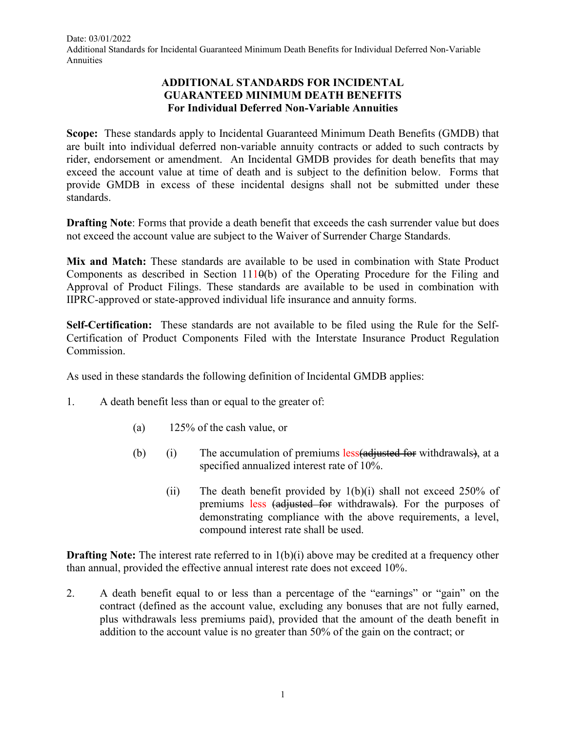# ADDITIONAL STANDARDS FOR INCIDENTAL GUARANTEED MINIMUM DEATH BENEFITS

## For Individual Deferred Non-Variable Annuities

**Scope:** These standards apply to Incidental Guaranteed Minimum Death Benefits (GMDB) that are built into individual deferred non-variable annuity contracts or added to such contracts by rider, endorsement or amendment. An Incidental GMDB provides for death benefits that may exceed the account value at time of death and is subject to the definition below. Forms that provide GMDB in excess of these incidental designs shall not be submitted under these standards.

**Drafting Note**: Forms that provide a death benefit that exceeds the cash surrender value but does not exceed the account value are subject to the Waiver of Surrender Charge Standards.

**Mix and Match:** These standards are available to be used in combination with State Product Components as described in Section 111~~0~~(b) of the Operating Procedure for the Filing and Approval of Product Filings. These standards are available to be used in combination with IIPRC-approved or state-approved individual life insurance and annuity forms.

**Self-Certification:** These standards are not available to be filed using the Rule for the Self-Certification of Product Components Filed with the Interstate Insurance Product Regulation Commission.

As used in these standards the following definition of Incidental GMDB applies:

1. A death benefit less than or equal to the greater of:

   (a) 125% of the cash value, or

   (b) (i) The accumulation of premiums less~~(adjusted for~~ withdrawals~~)~~, at a specified annualized interest rate of 10%.

   (ii) The death benefit provided by 1(b)(i) shall not exceed 250% of premiums less ~~(adjusted for~~ withdrawals~~)~~. For the purposes of demonstrating compliance with the above requirements, a level, compound interest rate shall be used.

**Drafting Note:** The interest rate referred to in 1(b)(i) above may be credited at a frequency other than annual, provided the effective annual interest rate does not exceed 10%.

2. A death benefit equal to or less than a percentage of the "earnings" or "gain" on the contract (defined as the account value, excluding any bonuses that are not fully earned, plus withdrawals less premiums paid), provided that the amount of the death benefit in addition to the account value is no greater than 50% of the gain on the contract; or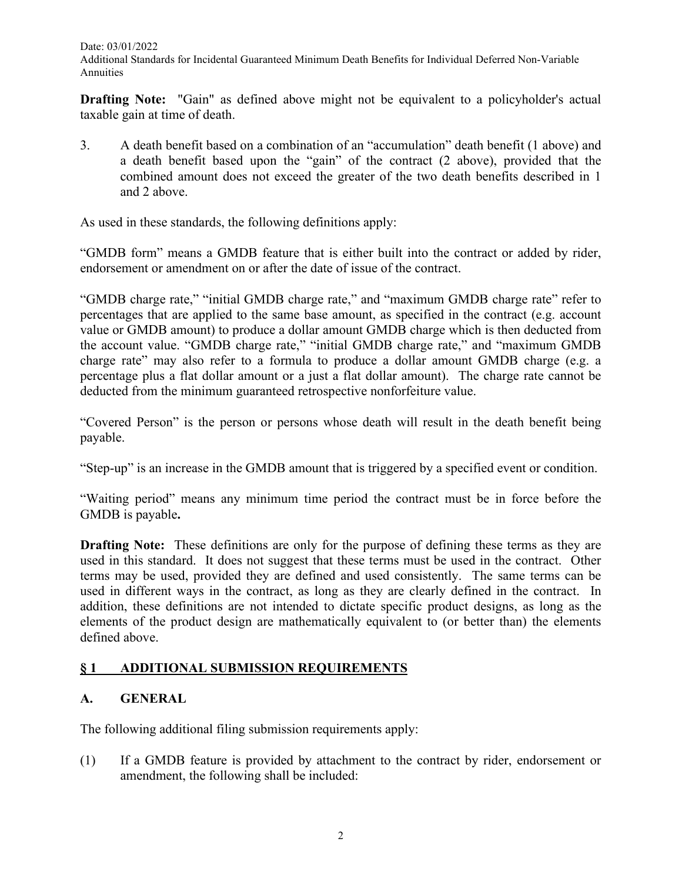**Drafting Note:** "Gain" as defined above might not be equivalent to a policyholder's actual taxable gain at time of death.

3. A death benefit based on a combination of an "accumulation" death benefit (1 above) and a death benefit based upon the "gain" of the contract (2 above), provided that the combined amount does not exceed the greater of the two death benefits described in 1 and 2 above.

As used in these standards, the following definitions apply:

"GMDB form" means a GMDB feature that is either built into the contract or added by rider, endorsement or amendment on or after the date of issue of the contract.

"GMDB charge rate," "initial GMDB charge rate," and "maximum GMDB charge rate" refer to percentages that are applied to the same base amount, as specified in the contract (e.g. account value or GMDB amount) to produce a dollar amount GMDB charge which is then deducted from the account value. "GMDB charge rate," "initial GMDB charge rate," and "maximum GMDB charge rate" may also refer to a formula to produce a dollar amount GMDB charge (e.g. a percentage plus a flat dollar amount or a just a flat dollar amount). The charge rate cannot be deducted from the minimum guaranteed retrospective nonforfeiture value.

"Covered Person" is the person or persons whose death will result in the death benefit being payable.

"Step-up" is an increase in the GMDB amount that is triggered by a specified event or condition.

"Waiting period" means any minimum time period the contract must be in force before the GMDB is payable**.**

**Drafting Note:** These definitions are only for the purpose of defining these terms as they are used in this standard. It does not suggest that these terms must be used in the contract. Other terms may be used, provided they are defined and used consistently. The same terms can be used in different ways in the contract, as long as they are clearly defined in the contract. In addition, these definitions are not intended to dictate specific product designs, as long as the elements of the product design are mathematically equivalent to (or better than) the elements defined above.

## § 1 ADDITIONAL SUBMISSION REQUIREMENTS

### A. GENERAL

The following additional filing submission requirements apply:

(1) If a GMDB feature is provided by attachment to the contract by rider, endorsement or amendment, the following shall be included: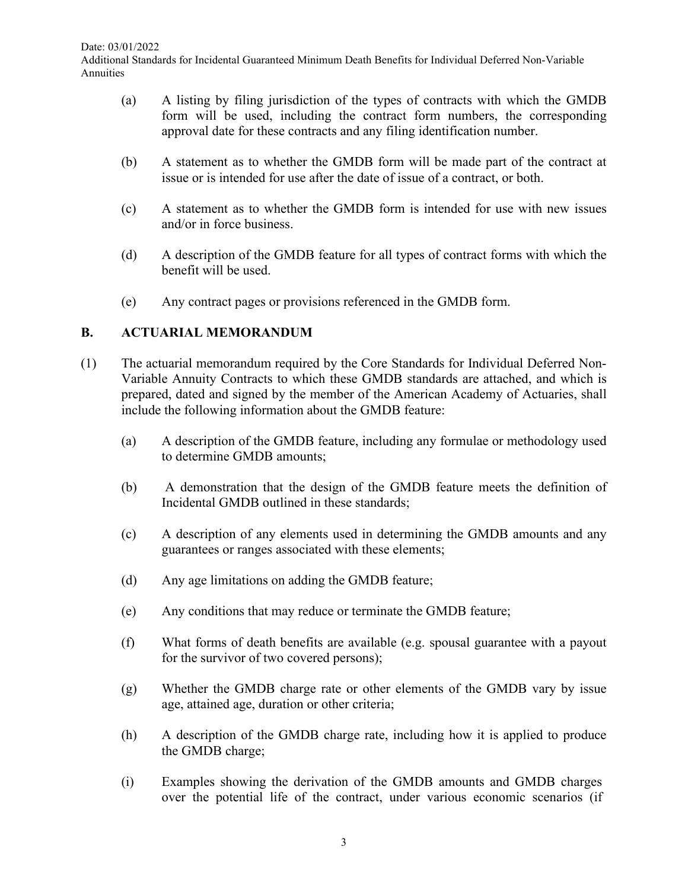(a) A listing by filing jurisdiction of the types of contracts with which the GMDB form will be used, including the contract form numbers, the corresponding approval date for these contracts and any filing identification number.

(b) A statement as to whether the GMDB form will be made part of the contract at issue or is intended for use after the date of issue of a contract, or both.

(c) A statement as to whether the GMDB form is intended for use with new issues and/or in force business.

(d) A description of the GMDB feature for all types of contract forms with which the benefit will be used.

(e) Any contract pages or provisions referenced in the GMDB form.

## B. ACTUARIAL MEMORANDUM

(1) The actuarial memorandum required by the Core Standards for Individual Deferred Non-Variable Annuity Contracts to which these GMDB standards are attached, and which is prepared, dated and signed by the member of the American Academy of Actuaries, shall include the following information about the GMDB feature:

(a) A description of the GMDB feature, including any formulae or methodology used to determine GMDB amounts;

(b) A demonstration that the design of the GMDB feature meets the definition of Incidental GMDB outlined in these standards;

(c) A description of any elements used in determining the GMDB amounts and any guarantees or ranges associated with these elements;

(d) Any age limitations on adding the GMDB feature;

(e) Any conditions that may reduce or terminate the GMDB feature;

(f) What forms of death benefits are available (e.g. spousal guarantee with a payout for the survivor of two covered persons);

(g) Whether the GMDB charge rate or other elements of the GMDB vary by issue age, attained age, duration or other criteria;

(h) A description of the GMDB charge rate, including how it is applied to produce the GMDB charge;

(i) Examples showing the derivation of the GMDB amounts and GMDB charges over the potential life of the contract, under various economic scenarios (if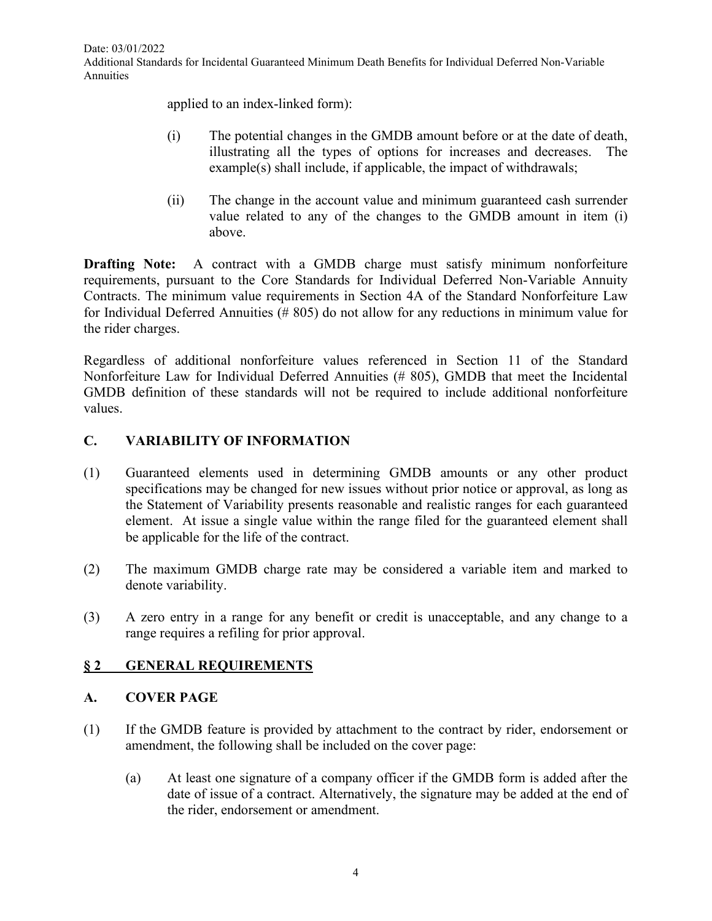applied to an index-linked form):

(i) The potential changes in the GMDB amount before or at the date of death, illustrating all the types of options for increases and decreases. The example(s) shall include, if applicable, the impact of withdrawals;

(ii) The change in the account value and minimum guaranteed cash surrender value related to any of the changes to the GMDB amount in item (i) above.

**Drafting Note:** A contract with a GMDB charge must satisfy minimum nonforfeiture requirements, pursuant to the Core Standards for Individual Deferred Non-Variable Annuity Contracts. The minimum value requirements in Section 4A of the Standard Nonforfeiture Law for Individual Deferred Annuities (# 805) do not allow for any reductions in minimum value for the rider charges.

Regardless of additional nonforfeiture values referenced in Section 11 of the Standard Nonforfeiture Law for Individual Deferred Annuities (# 805), GMDB that meet the Incidental GMDB definition of these standards will not be required to include additional nonforfeiture values.

## C. VARIABILITY OF INFORMATION

(1) Guaranteed elements used in determining GMDB amounts or any other product specifications may be changed for new issues without prior notice or approval, as long as the Statement of Variability presents reasonable and realistic ranges for each guaranteed element. At issue a single value within the range filed for the guaranteed element shall be applicable for the life of the contract.

(2) The maximum GMDB charge rate may be considered a variable item and marked to denote variability.

(3) A zero entry in a range for any benefit or credit is unacceptable, and any change to a range requires a refiling for prior approval.

## § 2 GENERAL REQUIREMENTS

## A. COVER PAGE

(1) If the GMDB feature is provided by attachment to the contract by rider, endorsement or amendment, the following shall be included on the cover page:

(a) At least one signature of a company officer if the GMDB form is added after the date of issue of a contract. Alternatively, the signature may be added at the end of the rider, endorsement or amendment.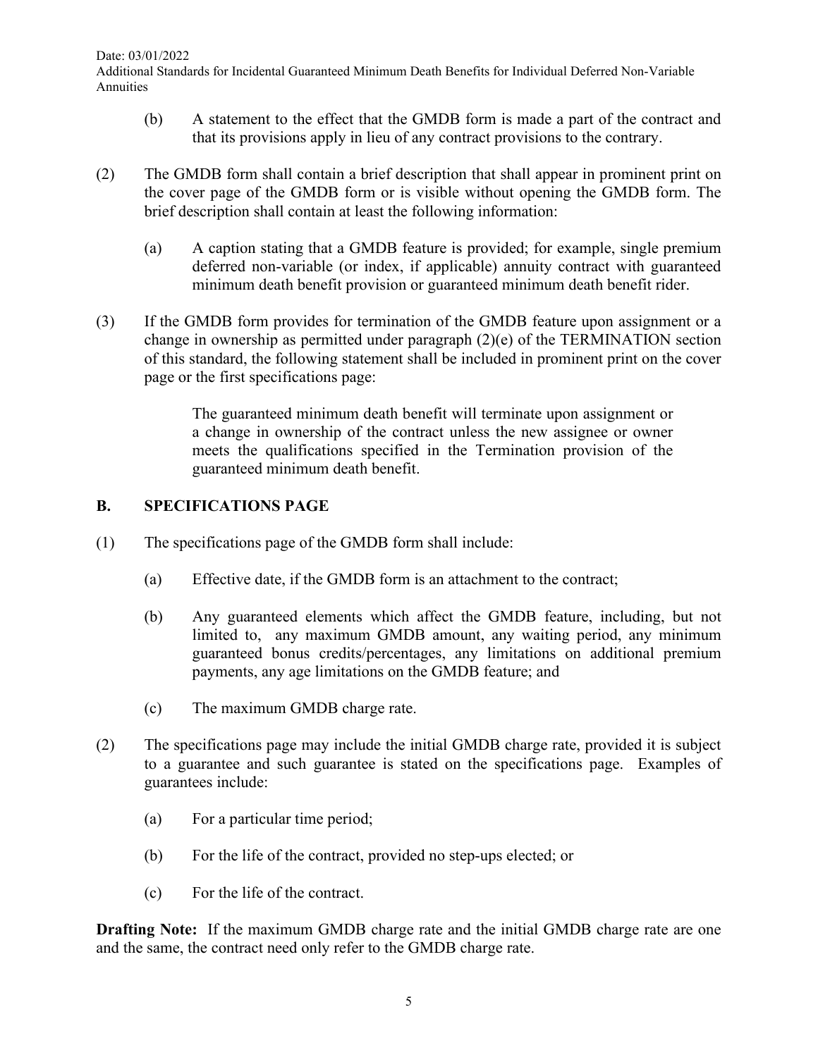(b) A statement to the effect that the GMDB form is made a part of the contract and that its provisions apply in lieu of any contract provisions to the contrary.

(2) The GMDB form shall contain a brief description that shall appear in prominent print on the cover page of the GMDB form or is visible without opening the GMDB form. The brief description shall contain at least the following information:

(a) A caption stating that a GMDB feature is provided; for example, single premium deferred non-variable (or index, if applicable) annuity contract with guaranteed minimum death benefit provision or guaranteed minimum death benefit rider.

(3) If the GMDB form provides for termination of the GMDB feature upon assignment or a change in ownership as permitted under paragraph (2)(e) of the TERMINATION section of this standard, the following statement shall be included in prominent print on the cover page or the first specifications page:

> The guaranteed minimum death benefit will terminate upon assignment or a change in ownership of the contract unless the new assignee or owner meets the qualifications specified in the Termination provision of the guaranteed minimum death benefit.

## B. SPECIFICATIONS PAGE

(1) The specifications page of the GMDB form shall include:

(a) Effective date, if the GMDB form is an attachment to the contract;

(b) Any guaranteed elements which affect the GMDB feature, including, but not limited to, any maximum GMDB amount, any waiting period, any minimum guaranteed bonus credits/percentages, any limitations on additional premium payments, any age limitations on the GMDB feature; and

(c) The maximum GMDB charge rate.

(2) The specifications page may include the initial GMDB charge rate, provided it is subject to a guarantee and such guarantee is stated on the specifications page. Examples of guarantees include:

(a) For a particular time period;

(b) For the life of the contract, provided no step-ups elected; or

(c) For the life of the contract.

**Drafting Note:** If the maximum GMDB charge rate and the initial GMDB charge rate are one and the same, the contract need only refer to the GMDB charge rate.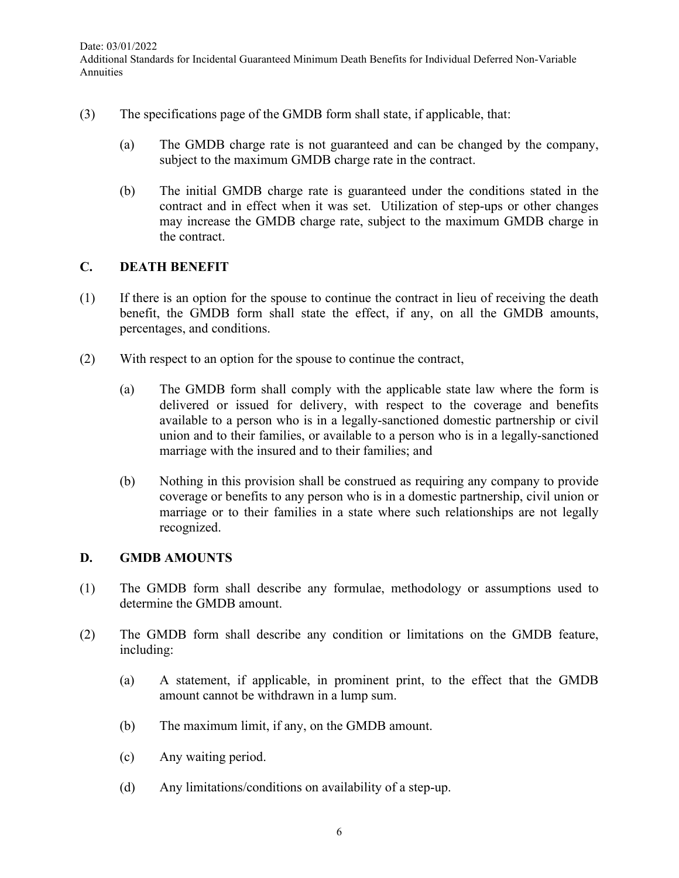(3) The specifications page of the GMDB form shall state, if applicable, that:

   (a) The GMDB charge rate is not guaranteed and can be changed by the company, subject to the maximum GMDB charge rate in the contract.

   (b) The initial GMDB charge rate is guaranteed under the conditions stated in the contract and in effect when it was set. Utilization of step-ups or other changes may increase the GMDB charge rate, subject to the maximum GMDB charge in the contract.

## C. DEATH BENEFIT

(1) If there is an option for the spouse to continue the contract in lieu of receiving the death benefit, the GMDB form shall state the effect, if any, on all the GMDB amounts, percentages, and conditions.

(2) With respect to an option for the spouse to continue the contract,

   (a) The GMDB form shall comply with the applicable state law where the form is delivered or issued for delivery, with respect to the coverage and benefits available to a person who is in a legally-sanctioned domestic partnership or civil union and to their families, or available to a person who is in a legally-sanctioned marriage with the insured and to their families; and

   (b) Nothing in this provision shall be construed as requiring any company to provide coverage or benefits to any person who is in a domestic partnership, civil union or marriage or to their families in a state where such relationships are not legally recognized.

## D. GMDB AMOUNTS

(1) The GMDB form shall describe any formulae, methodology or assumptions used to determine the GMDB amount.

(2) The GMDB form shall describe any condition or limitations on the GMDB feature, including:

   (a) A statement, if applicable, in prominent print, to the effect that the GMDB amount cannot be withdrawn in a lump sum.

   (b) The maximum limit, if any, on the GMDB amount.

   (c) Any waiting period.

   (d) Any limitations/conditions on availability of a step-up.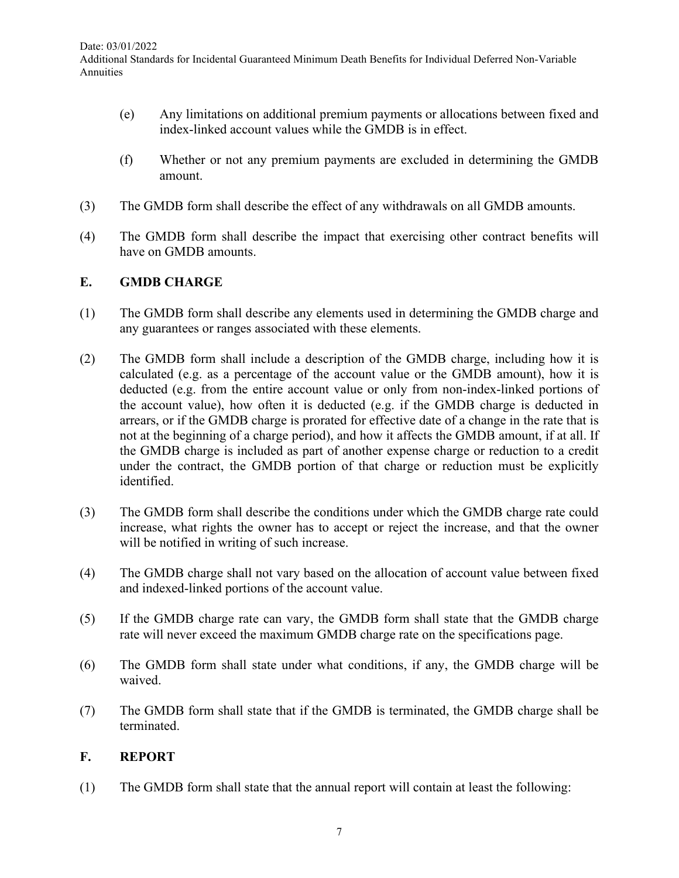(e) Any limitations on additional premium payments or allocations between fixed and index-linked account values while the GMDB is in effect.

(f) Whether or not any premium payments are excluded in determining the GMDB amount.

(3) The GMDB form shall describe the effect of any withdrawals on all GMDB amounts.

(4) The GMDB form shall describe the impact that exercising other contract benefits will have on GMDB amounts.

## E. GMDB CHARGE

(1) The GMDB form shall describe any elements used in determining the GMDB charge and any guarantees or ranges associated with these elements.

(2) The GMDB form shall include a description of the GMDB charge, including how it is calculated (e.g. as a percentage of the account value or the GMDB amount), how it is deducted (e.g. from the entire account value or only from non-index-linked portions of the account value), how often it is deducted (e.g. if the GMDB charge is deducted in arrears, or if the GMDB charge is prorated for effective date of a change in the rate that is not at the beginning of a charge period), and how it affects the GMDB amount, if at all. If the GMDB charge is included as part of another expense charge or reduction to a credit under the contract, the GMDB portion of that charge or reduction must be explicitly identified.

(3) The GMDB form shall describe the conditions under which the GMDB charge rate could increase, what rights the owner has to accept or reject the increase, and that the owner will be notified in writing of such increase.

(4) The GMDB charge shall not vary based on the allocation of account value between fixed and indexed-linked portions of the account value.

(5) If the GMDB charge rate can vary, the GMDB form shall state that the GMDB charge rate will never exceed the maximum GMDB charge rate on the specifications page.

(6) The GMDB form shall state under what conditions, if any, the GMDB charge will be waived.

(7) The GMDB form shall state that if the GMDB is terminated, the GMDB charge shall be terminated.

## F. REPORT

(1) The GMDB form shall state that the annual report will contain at least the following: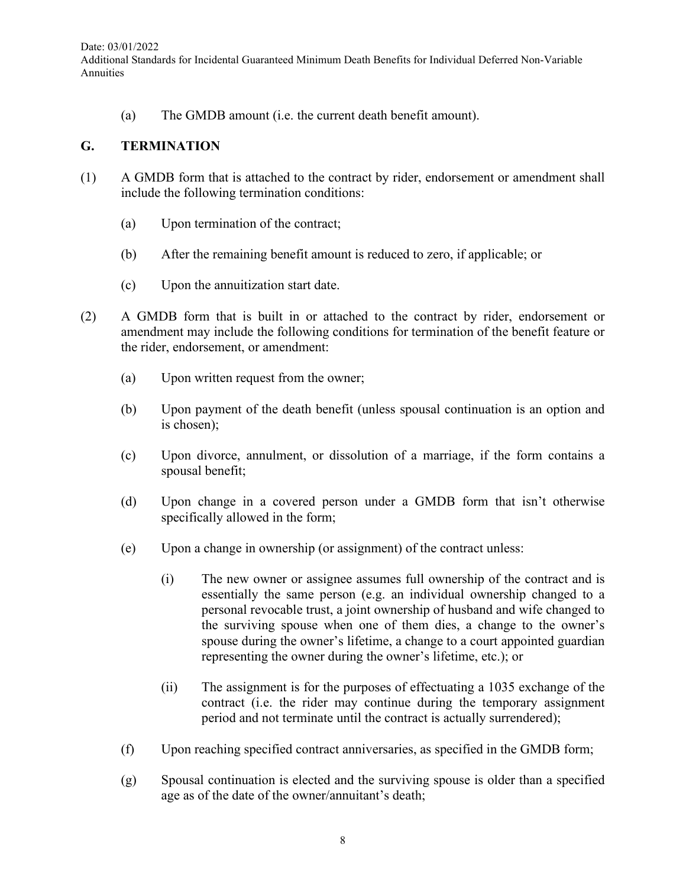(a) The GMDB amount (i.e. the current death benefit amount).

## G. TERMINATION

(1) A GMDB form that is attached to the contract by rider, endorsement or amendment shall include the following termination conditions:

   (a) Upon termination of the contract;

   (b) After the remaining benefit amount is reduced to zero, if applicable; or

   (c) Upon the annuitization start date.

(2) A GMDB form that is built in or attached to the contract by rider, endorsement or amendment may include the following conditions for termination of the benefit feature or the rider, endorsement, or amendment:

   (a) Upon written request from the owner;

   (b) Upon payment of the death benefit (unless spousal continuation is an option and is chosen);

   (c) Upon divorce, annulment, or dissolution of a marriage, if the form contains a spousal benefit;

   (d) Upon change in a covered person under a GMDB form that isn't otherwise specifically allowed in the form;

   (e) Upon a change in ownership (or assignment) of the contract unless:

      (i) The new owner or assignee assumes full ownership of the contract and is essentially the same person (e.g. an individual ownership changed to a personal revocable trust, a joint ownership of husband and wife changed to the surviving spouse when one of them dies, a change to the owner's spouse during the owner's lifetime, a change to a court appointed guardian representing the owner during the owner's lifetime, etc.); or

      (ii) The assignment is for the purposes of effectuating a 1035 exchange of the contract (i.e. the rider may continue during the temporary assignment period and not terminate until the contract is actually surrendered);

   (f) Upon reaching specified contract anniversaries, as specified in the GMDB form;

   (g) Spousal continuation is elected and the surviving spouse is older than a specified age as of the date of the owner/annuitant's death;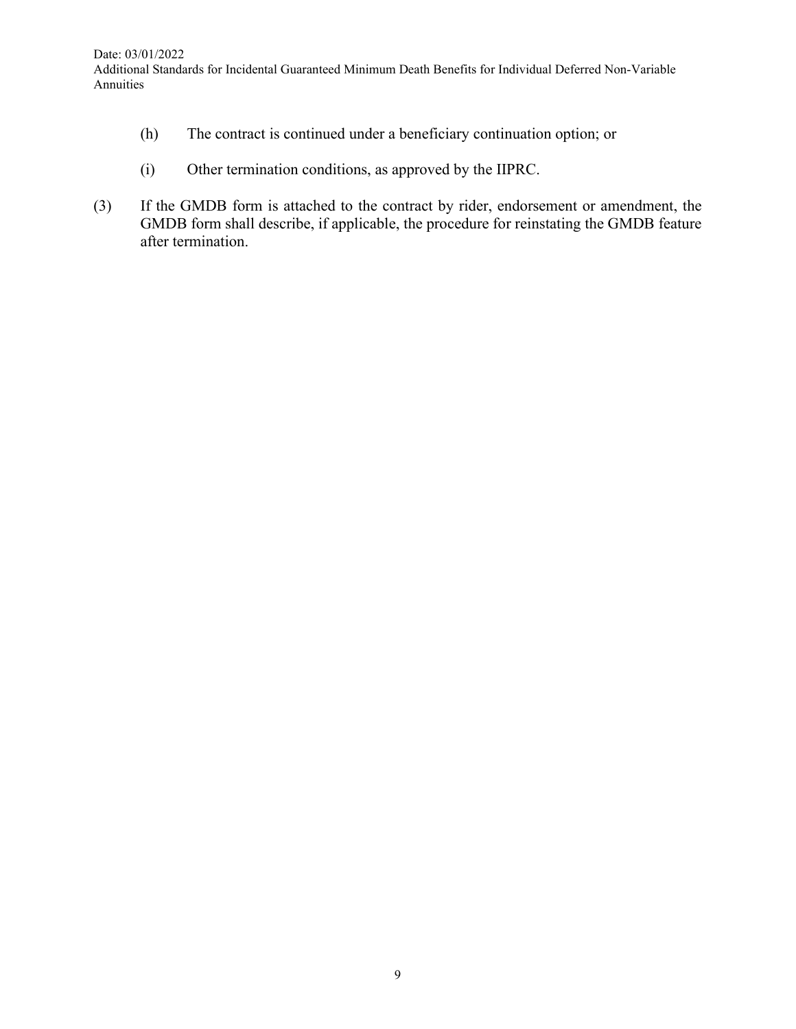(h) The contract is continued under a beneficiary continuation option; or

(i) Other termination conditions, as approved by the IIPRC.

(3) If the GMDB form is attached to the contract by rider, endorsement or amendment, the GMDB form shall describe, if applicable, the procedure for reinstating the GMDB feature after termination.